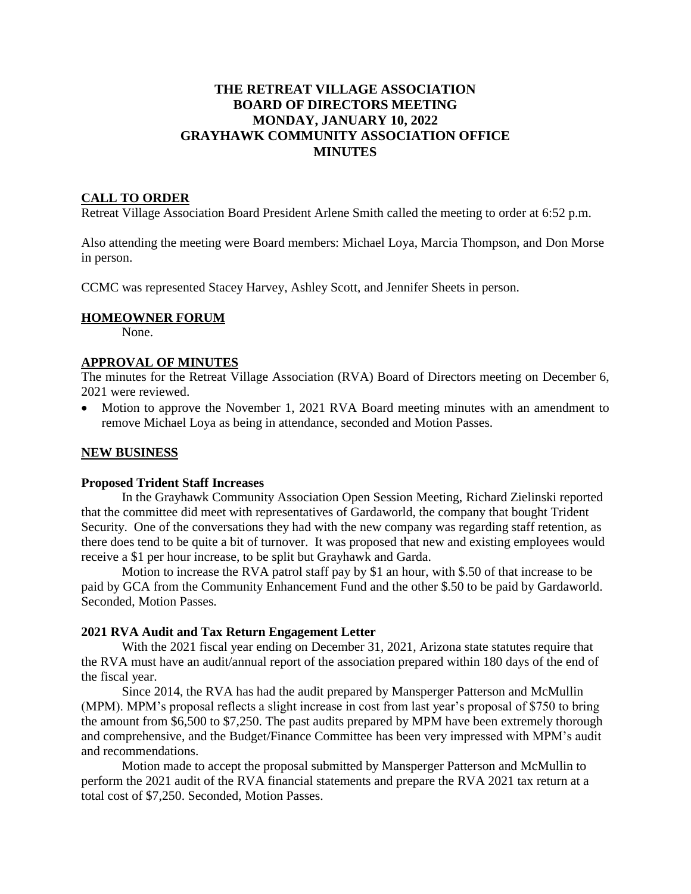# THE RETREAT VILLAGE ASSOCIATION BOARD OF DIRECTORS MEETING MONDAY, JANUARY 10, 2022 GRAYHAWK COMMUNITY ASSOCIATION OFFICE MINUTES

## CALL TO ORDER

Retreat Village Association Board President Arlene Smith called the meeting to order at 6:52 p.m.

Also attending the meeting were Board members: Michael Loya, Marcia Thompson, and Don Morse in person.

CCMC was represented Stacey Harvey, Ashley Scott, and Jennifer Sheets in person.

## HOMEOWNER FORUM

None.

## APPROVAL OF MINUTES

The minutes for the Retreat Village Association (RVA) Board of Directors meeting on December 6, 2021 were reviewed.

- Motion to approve the November 1, 2021 RVA Board meeting minutes with an amendment to remove Michael Loya as being in attendance, seconded and Motion Passes.

## NEW BUSINESS

### Proposed Trident Staff Increases

In the Grayhawk Community Association Open Session Meeting, Richard Zielinski reported that the committee did meet with representatives of Gardaworld, the company that bought Trident Security. One of the conversations they had with the new company was regarding staff retention, as there does tend to be quite a bit of turnover. It was proposed that new and existing employees would receive a $1 per hour increase, to be split but Grayhawk and Garda.

Motion to increase the RVA patrol staff pay by $1 an hour, with $.50 of that increase to be paid by GCA from the Community Enhancement Fund and the other $.50 to be paid by Gardaworld. Seconded, Motion Passes.

### 2021 RVA Audit and Tax Return Engagement Letter

With the 2021 fiscal year ending on December 31, 2021, Arizona state statutes require that the RVA must have an audit/annual report of the association prepared within 180 days of the end of the fiscal year.

Since 2014, the RVA has had the audit prepared by Mansperger Patterson and McMullin (MPM). MPM's proposal reflects a slight increase in cost from last year's proposal of $750 to bring the amount from $6,500 to $7,250. The past audits prepared by MPM have been extremely thorough and comprehensive, and the Budget/Finance Committee has been very impressed with MPM's audit and recommendations.

Motion made to accept the proposal submitted by Mansperger Patterson and McMullin to perform the 2021 audit of the RVA financial statements and prepare the RVA 2021 tax return at a total cost of $7,250. Seconded, Motion Passes.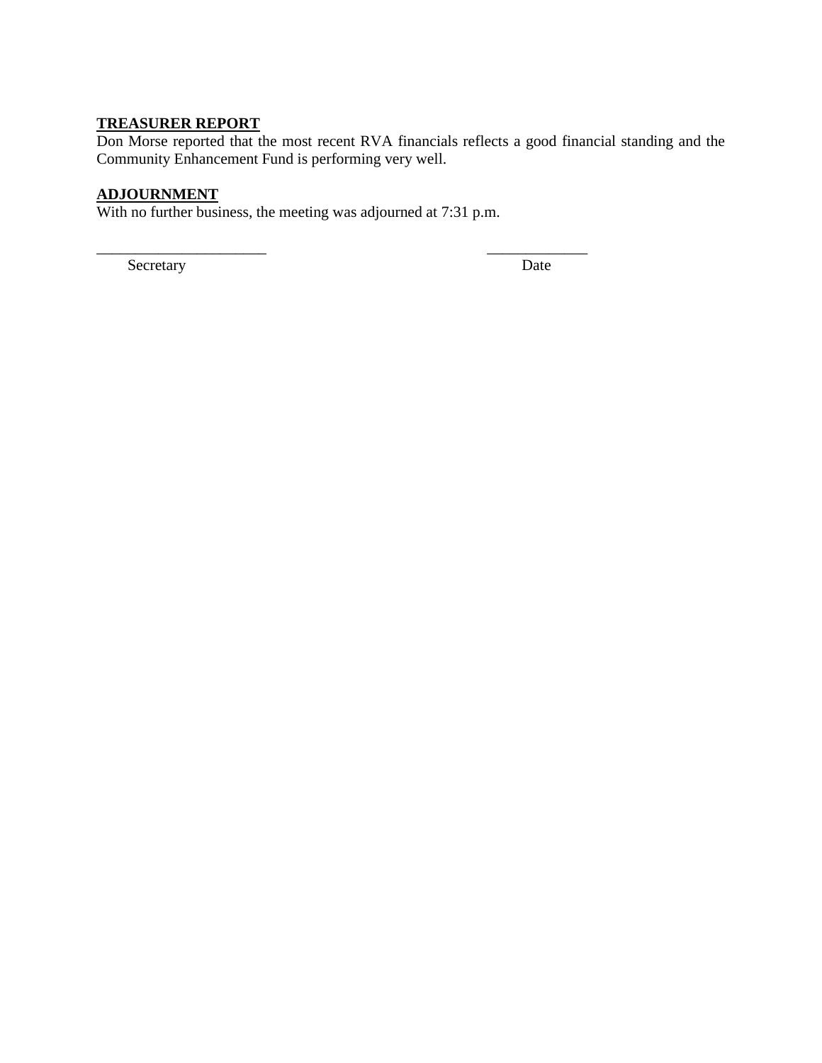**TREASURER REPORT**

Don Morse reported that the most recent RVA financials reflects a good financial standing and the Community Enhancement Fund is performing very well.

**ADJOURNMENT**

With no further business, the meeting was adjourned at 7:31 p.m.

______________________ _____________

Secretary Date